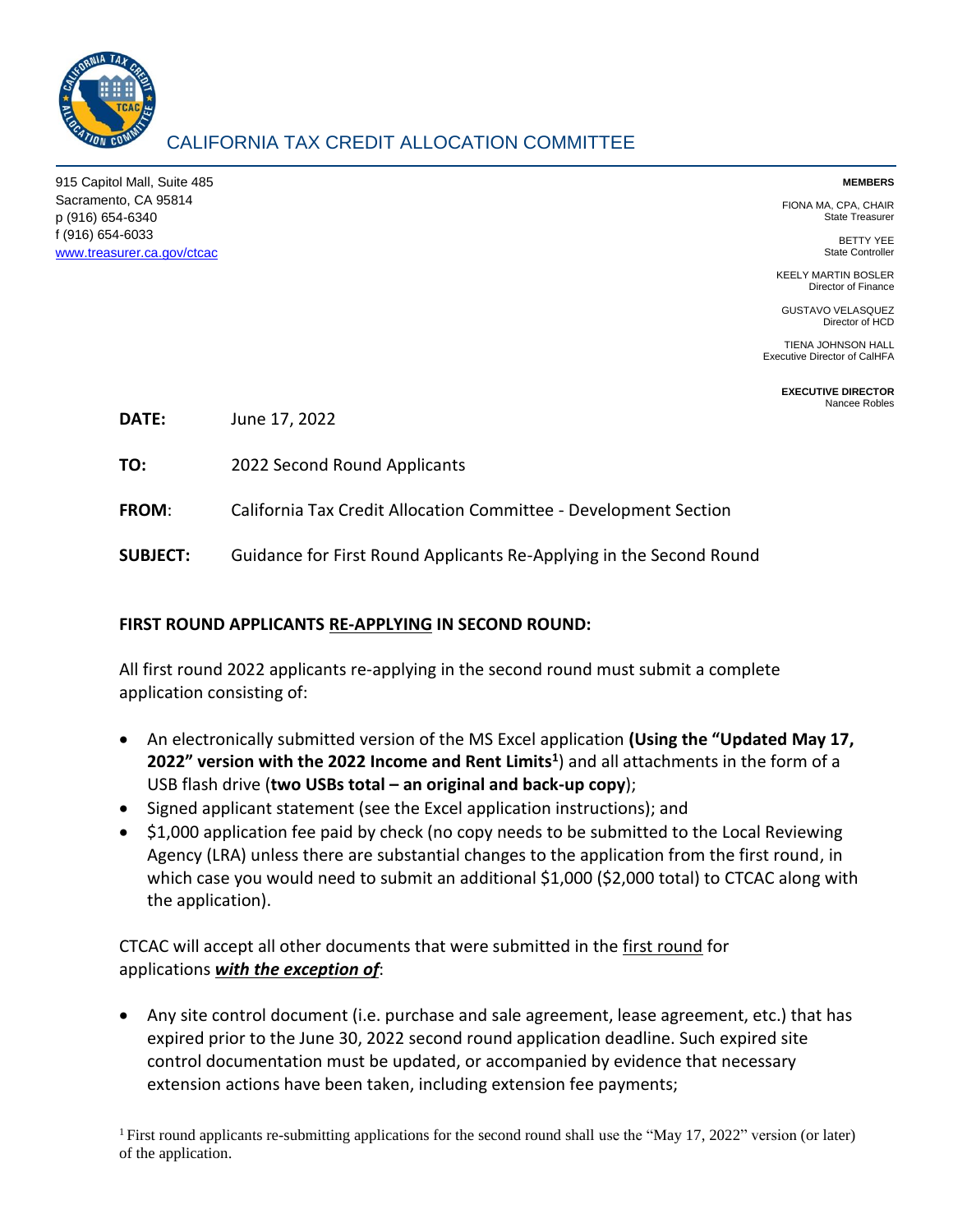# CALIFORNIA TAX CREDIT ALLOCATION COMMITTEE

915 Capitol Mall, Suite 485
Sacramento, CA 95814
p (916) 654-6340
f (916) 654-6033
www.treasurer.ca.gov/ctcac

**MEMBERS**

FIONA MA, CPA, CHAIR
State Treasurer

BETTY YEE
State Controller

KEELY MARTIN BOSLER
Director of Finance

GUSTAVO VELASQUEZ
Director of HCD

TIENA JOHNSON HALL
Executive Director of CalHFA

**EXECUTIVE DIRECTOR**
Nancee Robles

**DATE:** June 17, 2022

**TO:** 2022 Second Round Applicants

**FROM:** California Tax Credit Allocation Committee - Development Section

**SUBJECT:** Guidance for First Round Applicants Re-Applying in the Second Round

**FIRST ROUND APPLICANTS RE-APPLYING IN SECOND ROUND:**

All first round 2022 applicants re-applying in the second round must submit a complete application consisting of:

- An electronically submitted version of the MS Excel application **(Using the "Updated May 17, 2022" version with the 2022 Income and Rent Limits[1]**) and all attachments in the form of a USB flash drive (**two USBs total – an original and back-up copy**);
- Signed applicant statement (see the Excel application instructions); and
- $1,000 application fee paid by check (no copy needs to be submitted to the Local Reviewing Agency (LRA) unless there are substantial changes to the application from the first round, in which case you would need to submit an additional $1,000 ($2,000 total) to CTCAC along with the application).

CTCAC will accept all other documents that were submitted in the first round for applications ***with the exception of***:

- Any site control document (i.e. purchase and sale agreement, lease agreement, etc.) that has expired prior to the June 30, 2022 second round application deadline. Such expired site control documentation must be updated, or accompanied by evidence that necessary extension actions have been taken, including extension fee payments;

[1] First round applicants re-submitting applications for the second round shall use the "May 17, 2022" version (or later) of the application.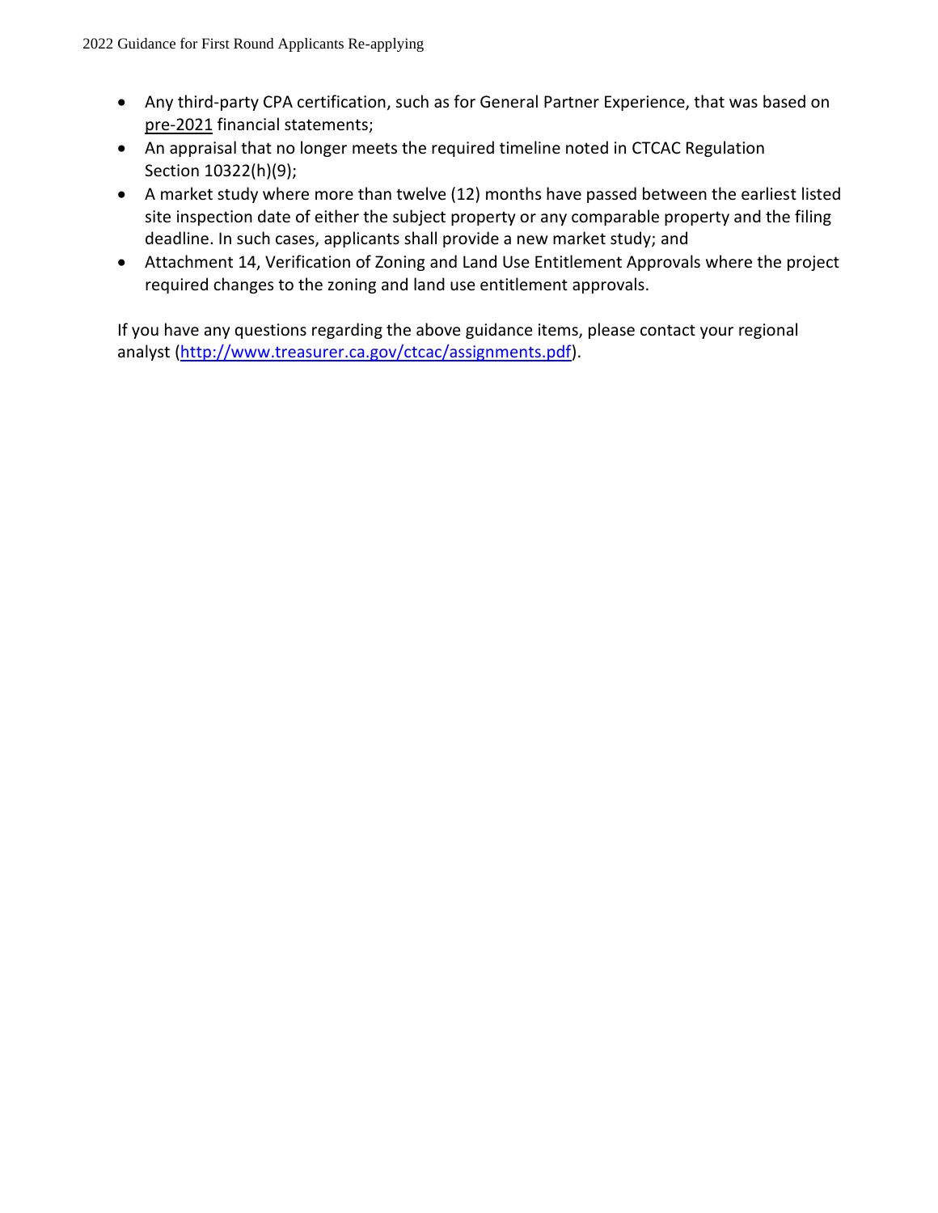- Any third-party CPA certification, such as for General Partner Experience, that was based on pre-2021 financial statements;
- An appraisal that no longer meets the required timeline noted in CTCAC Regulation Section 10322(h)(9);
- A market study where more than twelve (12) months have passed between the earliest listed site inspection date of either the subject property or any comparable property and the filing deadline. In such cases, applicants shall provide a new market study; and
- Attachment 14, Verification of Zoning and Land Use Entitlement Approvals where the project required changes to the zoning and land use entitlement approvals.

If you have any questions regarding the above guidance items, please contact your regional analyst (http://www.treasurer.ca.gov/ctcac/assignments.pdf).